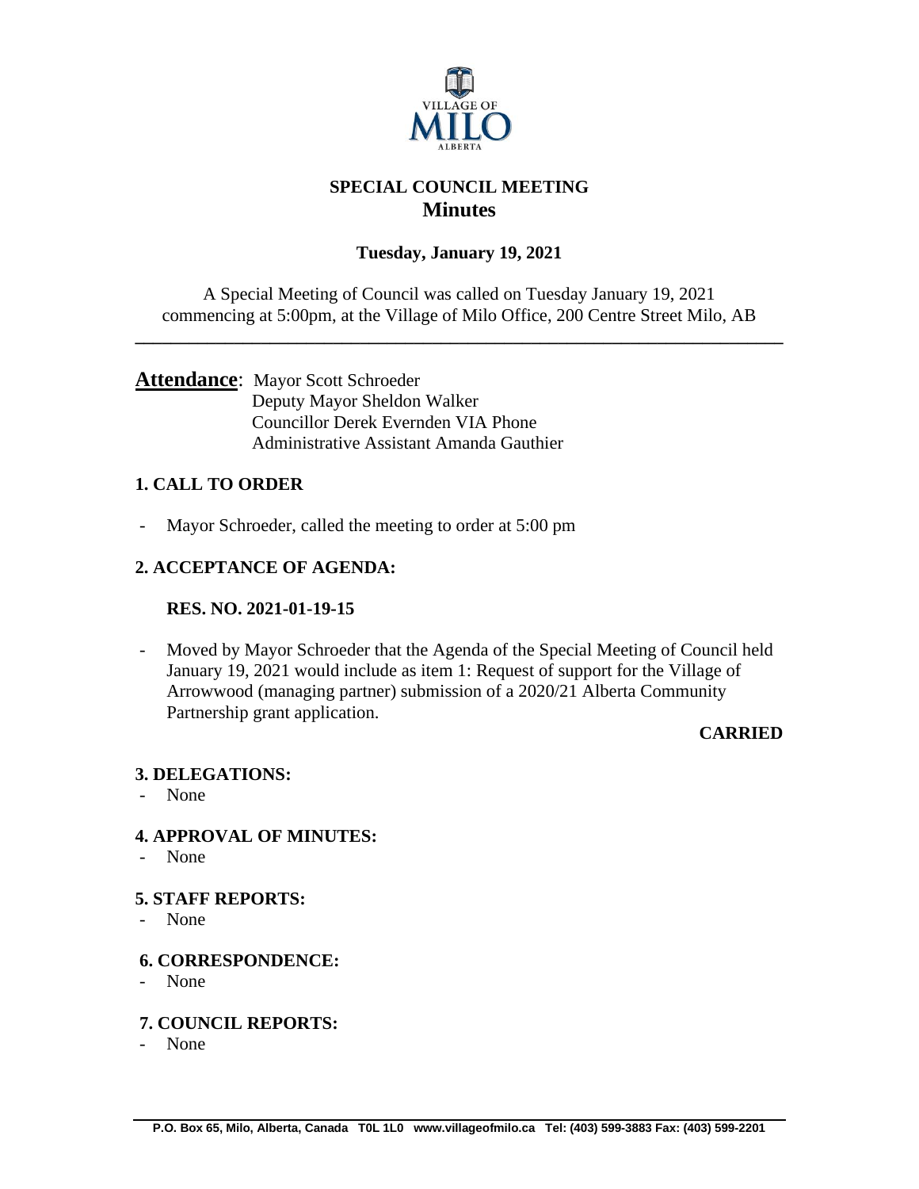## SPECIAL COUNCIL MEETING
# Minutes

### Tuesday, January 19, 2021

A Special Meeting of Council was called on Tuesday January 19, 2021 commencing at 5:00pm, at the Village of Milo Office, 200 Centre Street Milo, AB

---

**Attendance**: Mayor Scott Schroeder
Deputy Mayor Sheldon Walker
Councillor Derek Evernden VIA Phone
Administrative Assistant Amanda Gauthier

### 1. CALL TO ORDER

- Mayor Schroeder, called the meeting to order at 5:00 pm

### 2. ACCEPTANCE OF AGENDA:

**RES. NO. 2021-01-19-15**

- Moved by Mayor Schroeder that the Agenda of the Special Meeting of Council held January 19, 2021 would include as item 1: Request of support for the Village of Arrowwood (managing partner) submission of a 2020/21 Alberta Community Partnership grant application.

**CARRIED**

### 3. DELEGATIONS:
- None

### 4. APPROVAL OF MINUTES:
- None

### 5. STAFF REPORTS:
- None

### 6. CORRESPONDENCE:
- None

### 7. COUNCIL REPORTS:
- None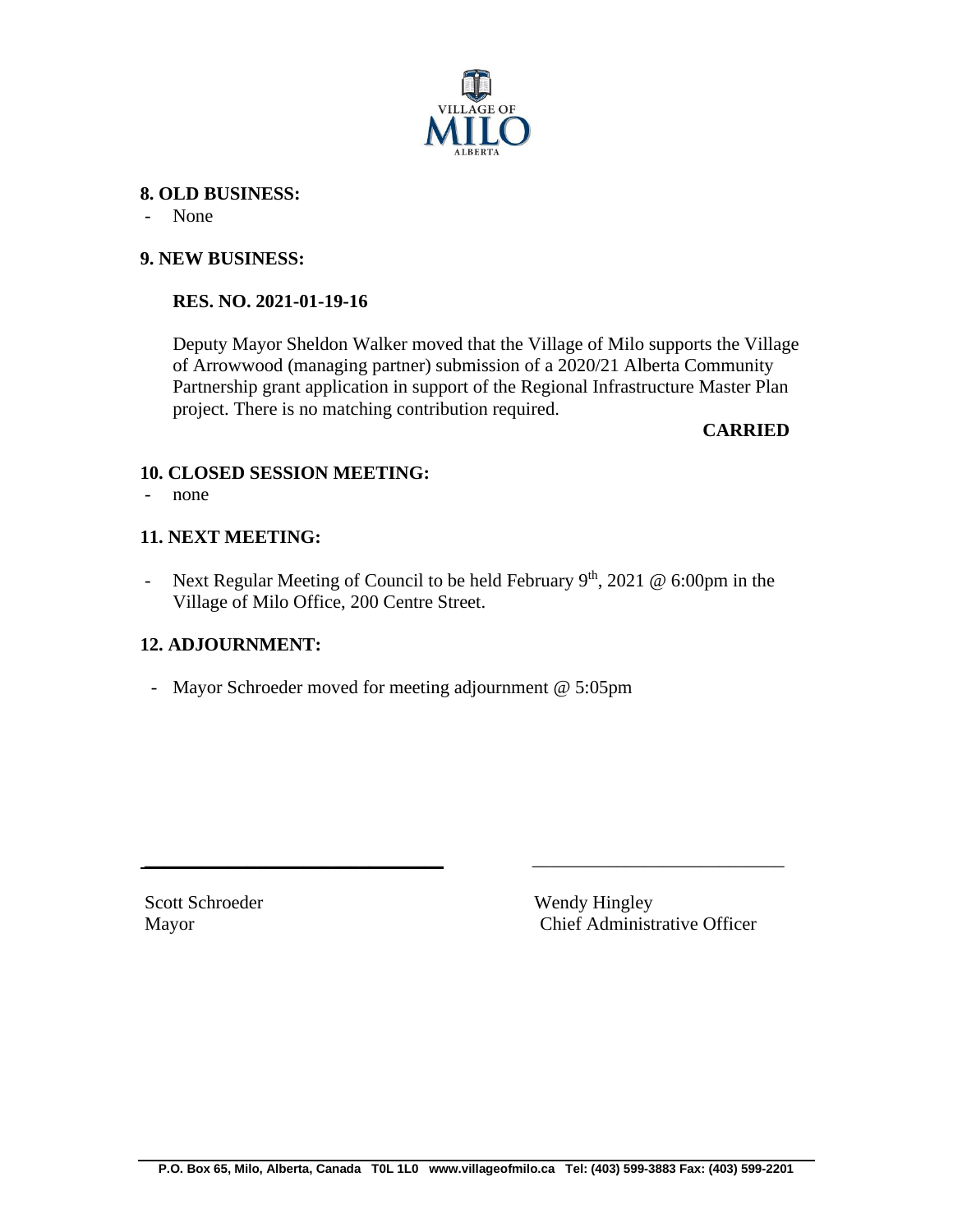## 8. OLD BUSINESS:

- None

## 9. NEW BUSINESS:

**RES. NO. 2021-01-19-16**

Deputy Mayor Sheldon Walker moved that the Village of Milo supports the Village of Arrowwood (managing partner) submission of a 2020/21 Alberta Community Partnership grant application in support of the Regional Infrastructure Master Plan project. There is no matching contribution required.

**CARRIED**

## 10. CLOSED SESSION MEETING:

- none

## 11. NEXT MEETING:

- Next Regular Meeting of Council to be held February 9th, 2021 @ 6:00pm in the Village of Milo Office, 200 Centre Street.

## 12. ADJOURNMENT:

- Mayor Schroeder moved for meeting adjournment @ 5:05pm

| | |
|---|---|
| \_\_\_\_\_\_\_\_\_\_\_\_\_\_\_\_\_\_\_\_\_\_\_\_\_\_\_\_ | \_\_\_\_\_\_\_\_\_\_\_\_\_\_\_\_\_\_\_\_\_\_\_\_\_\_\_\_ |
| Scott Schroeder | Wendy Hingley |
| Mayor | Chief Administrative Officer |